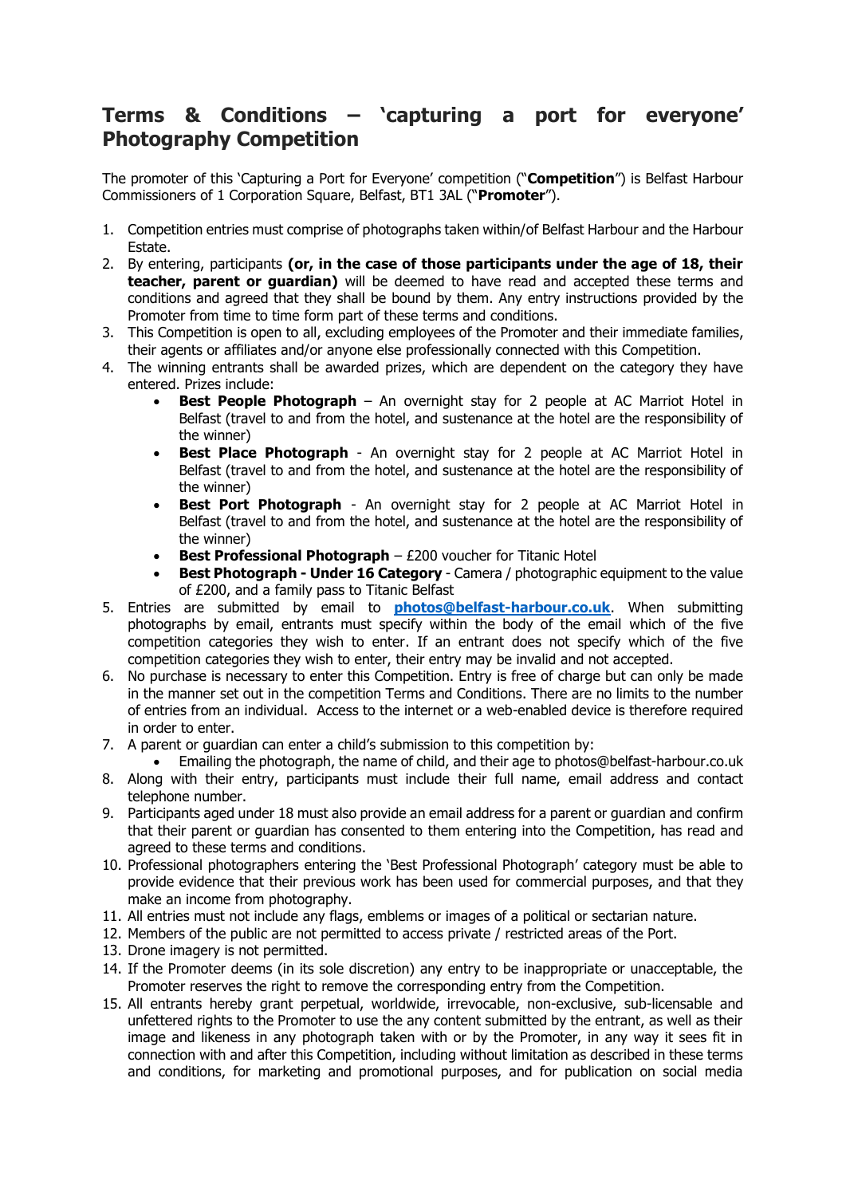# Terms & Conditions – 'capturing a port for everyone' Photography Competition

The promoter of this 'Capturing a Port for Everyone' competition ("**Competition**") is Belfast Harbour Commissioners of 1 Corporation Square, Belfast, BT1 3AL ("**Promoter**").

1. Competition entries must comprise of photographs taken within/of Belfast Harbour and the Harbour Estate.
2. By entering, participants **(or, in the case of those participants under the age of 18, their teacher, parent or guardian)** will be deemed to have read and accepted these terms and conditions and agreed that they shall be bound by them. Any entry instructions provided by the Promoter from time to time form part of these terms and conditions.
3. This Competition is open to all, excluding employees of the Promoter and their immediate families, their agents or affiliates and/or anyone else professionally connected with this Competition.
4. The winning entrants shall be awarded prizes, which are dependent on the category they have entered. Prizes include:
   - **Best People Photograph** – An overnight stay for 2 people at AC Marriot Hotel in Belfast (travel to and from the hotel, and sustenance at the hotel are the responsibility of the winner)
   - **Best Place Photograph** - An overnight stay for 2 people at AC Marriot Hotel in Belfast (travel to and from the hotel, and sustenance at the hotel are the responsibility of the winner)
   - **Best Port Photograph** - An overnight stay for 2 people at AC Marriot Hotel in Belfast (travel to and from the hotel, and sustenance at the hotel are the responsibility of the winner)
   - **Best Professional Photograph** – £200 voucher for Titanic Hotel
   - **Best Photograph - Under 16 Category** - Camera / photographic equipment to the value of £200, and a family pass to Titanic Belfast
5. Entries are submitted by email to **photos@belfast-harbour.co.uk**. When submitting photographs by email, entrants must specify within the body of the email which of the five competition categories they wish to enter. If an entrant does not specify which of the five competition categories they wish to enter, their entry may be invalid and not accepted.
6. No purchase is necessary to enter this Competition. Entry is free of charge but can only be made in the manner set out in the competition Terms and Conditions. There are no limits to the number of entries from an individual. Access to the internet or a web-enabled device is therefore required in order to enter.
7. A parent or guardian can enter a child's submission to this competition by:
   - Emailing the photograph, the name of child, and their age to photos@belfast-harbour.co.uk
8. Along with their entry, participants must include their full name, email address and contact telephone number.
9. Participants aged under 18 must also provide an email address for a parent or guardian and confirm that their parent or guardian has consented to them entering into the Competition, has read and agreed to these terms and conditions.
10. Professional photographers entering the 'Best Professional Photograph' category must be able to provide evidence that their previous work has been used for commercial purposes, and that they make an income from photography.
11. All entries must not include any flags, emblems or images of a political or sectarian nature.
12. Members of the public are not permitted to access private / restricted areas of the Port.
13. Drone imagery is not permitted.
14. If the Promoter deems (in its sole discretion) any entry to be inappropriate or unacceptable, the Promoter reserves the right to remove the corresponding entry from the Competition.
15. All entrants hereby grant perpetual, worldwide, irrevocable, non-exclusive, sub-licensable and unfettered rights to the Promoter to use the any content submitted by the entrant, as well as their image and likeness in any photograph taken with or by the Promoter, in any way it sees fit in connection with and after this Competition, including without limitation as described in these terms and conditions, for marketing and promotional purposes, and for publication on social media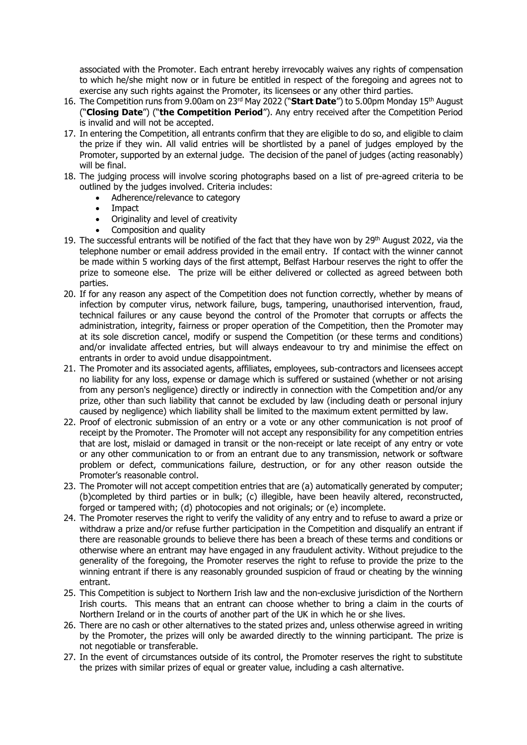associated with the Promoter. Each entrant hereby irrevocably waives any rights of compensation to which he/she might now or in future be entitled in respect of the foregoing and agrees not to exercise any such rights against the Promoter, its licensees or any other third parties.

16. The Competition runs from 9.00am on 23rd May 2022 ("**Start Date**") to 5.00pm Monday 15th August ("**Closing Date**") ("**the Competition Period**"). Any entry received after the Competition Period is invalid and will not be accepted.
17. In entering the Competition, all entrants confirm that they are eligible to do so, and eligible to claim the prize if they win. All valid entries will be shortlisted by a panel of judges employed by the Promoter, supported by an external judge. The decision of the panel of judges (acting reasonably) will be final.
18. The judging process will involve scoring photographs based on a list of pre-agreed criteria to be outlined by the judges involved. Criteria includes:
    - Adherence/relevance to category
    - Impact
    - Originality and level of creativity
    - Composition and quality
19. The successful entrants will be notified of the fact that they have won by 29th August 2022, via the telephone number or email address provided in the email entry. If contact with the winner cannot be made within 5 working days of the first attempt, Belfast Harbour reserves the right to offer the prize to someone else. The prize will be either delivered or collected as agreed between both parties.
20. If for any reason any aspect of the Competition does not function correctly, whether by means of infection by computer virus, network failure, bugs, tampering, unauthorised intervention, fraud, technical failures or any cause beyond the control of the Promoter that corrupts or affects the administration, integrity, fairness or proper operation of the Competition, then the Promoter may at its sole discretion cancel, modify or suspend the Competition (or these terms and conditions) and/or invalidate affected entries, but will always endeavour to try and minimise the effect on entrants in order to avoid undue disappointment.
21. The Promoter and its associated agents, affiliates, employees, sub-contractors and licensees accept no liability for any loss, expense or damage which is suffered or sustained (whether or not arising from any person's negligence) directly or indirectly in connection with the Competition and/or any prize, other than such liability that cannot be excluded by law (including death or personal injury caused by negligence) which liability shall be limited to the maximum extent permitted by law.
22. Proof of electronic submission of an entry or a vote or any other communication is not proof of receipt by the Promoter. The Promoter will not accept any responsibility for any competition entries that are lost, mislaid or damaged in transit or the non-receipt or late receipt of any entry or vote or any other communication to or from an entrant due to any transmission, network or software problem or defect, communications failure, destruction, or for any other reason outside the Promoter's reasonable control.
23. The Promoter will not accept competition entries that are (a) automatically generated by computer; (b)completed by third parties or in bulk; (c) illegible, have been heavily altered, reconstructed, forged or tampered with; (d) photocopies and not originals; or (e) incomplete.
24. The Promoter reserves the right to verify the validity of any entry and to refuse to award a prize or withdraw a prize and/or refuse further participation in the Competition and disqualify an entrant if there are reasonable grounds to believe there has been a breach of these terms and conditions or otherwise where an entrant may have engaged in any fraudulent activity. Without prejudice to the generality of the foregoing, the Promoter reserves the right to refuse to provide the prize to the winning entrant if there is any reasonably grounded suspicion of fraud or cheating by the winning entrant.
25. This Competition is subject to Northern Irish law and the non-exclusive jurisdiction of the Northern Irish courts. This means that an entrant can choose whether to bring a claim in the courts of Northern Ireland or in the courts of another part of the UK in which he or she lives.
26. There are no cash or other alternatives to the stated prizes and, unless otherwise agreed in writing by the Promoter, the prizes will only be awarded directly to the winning participant. The prize is not negotiable or transferable.
27. In the event of circumstances outside of its control, the Promoter reserves the right to substitute the prizes with similar prizes of equal or greater value, including a cash alternative.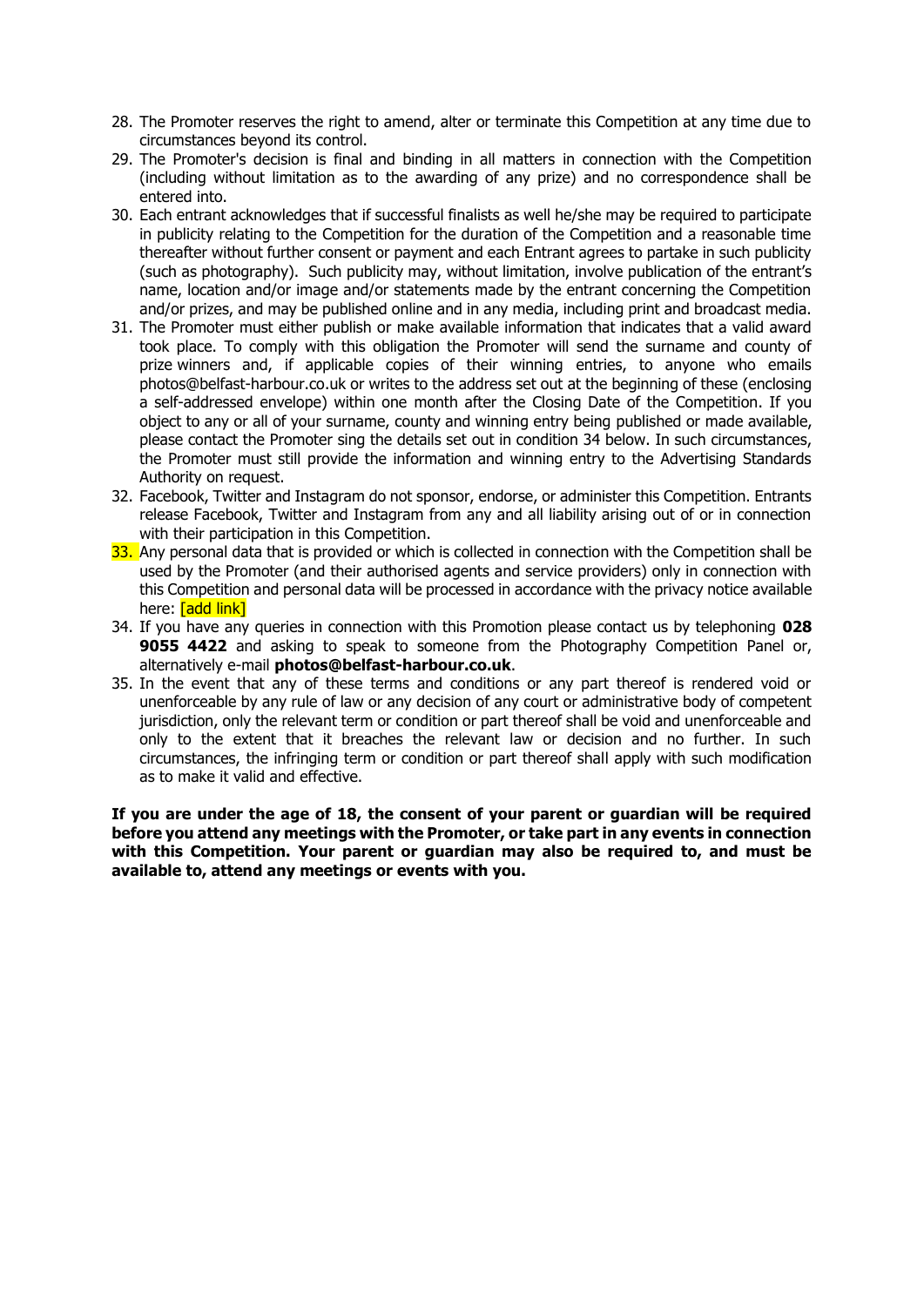28. The Promoter reserves the right to amend, alter or terminate this Competition at any time due to circumstances beyond its control.
29. The Promoter's decision is final and binding in all matters in connection with the Competition (including without limitation as to the awarding of any prize) and no correspondence shall be entered into.
30. Each entrant acknowledges that if successful finalists as well he/she may be required to participate in publicity relating to the Competition for the duration of the Competition and a reasonable time thereafter without further consent or payment and each Entrant agrees to partake in such publicity (such as photography). Such publicity may, without limitation, involve publication of the entrant's name, location and/or image and/or statements made by the entrant concerning the Competition and/or prizes, and may be published online and in any media, including print and broadcast media.
31. The Promoter must either publish or make available information that indicates that a valid award took place. To comply with this obligation the Promoter will send the surname and county of prize winners and, if applicable copies of their winning entries, to anyone who emails photos@belfast-harbour.co.uk or writes to the address set out at the beginning of these (enclosing a self-addressed envelope) within one month after the Closing Date of the Competition. If you object to any or all of your surname, county and winning entry being published or made available, please contact the Promoter sing the details set out in condition 34 below. In such circumstances, the Promoter must still provide the information and winning entry to the Advertising Standards Authority on request.
32. Facebook, Twitter and Instagram do not sponsor, endorse, or administer this Competition. Entrants release Facebook, Twitter and Instagram from any and all liability arising out of or in connection with their participation in this Competition.
33. Any personal data that is provided or which is collected in connection with the Competition shall be used by the Promoter (and their authorised agents and service providers) only in connection with this Competition and personal data will be processed in accordance with the privacy notice available here: [add link]
34. If you have any queries in connection with this Promotion please contact us by telephoning **028 9055 4422** and asking to speak to someone from the Photography Competition Panel or, alternatively e-mail **photos@belfast-harbour.co.uk**.
35. In the event that any of these terms and conditions or any part thereof is rendered void or unenforceable by any rule of law or any decision of any court or administrative body of competent jurisdiction, only the relevant term or condition or part thereof shall be void and unenforceable and only to the extent that it breaches the relevant law or decision and no further. In such circumstances, the infringing term or condition or part thereof shall apply with such modification as to make it valid and effective.

**If you are under the age of 18, the consent of your parent or guardian will be required before you attend any meetings with the Promoter, or take part in any events in connection with this Competition. Your parent or guardian may also be required to, and must be available to, attend any meetings or events with you.**